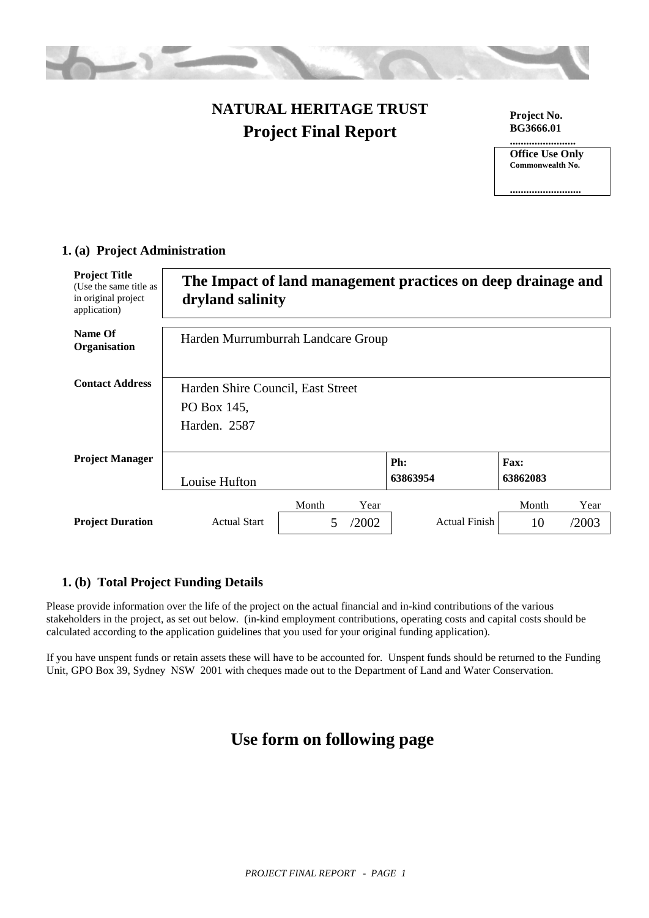# NATURAL HERITAGE TRUST
## Project Final Report

**Project No.**
**BG3666.01**
**........................**

| **Office Use Only** |
|---|
| **Commonwealth No.** |
| **..........................** |

### 1. (a) Project Administration

| | | | |
|---|---|---|---|
| **Project Title** (Use the same title as in original project application) | **The Impact of land management practices on deep drainage and dryland salinity** | | |
| **Name Of Organisation** | Harden Murrumburrah Landcare Group | | |
| **Contact Address** | Harden Shire Council, East Street<br>PO Box 145,<br>Harden. 2587 | | |
| **Project Manager** | Louise Hufton | **Ph:** **63863954** | **Fax:** **63862083** |

| | | Month | Year | | Month | Year |
|---|---|---|---|---|---|---|
| **Project Duration** | Actual Start | 5 | /2002 | Actual Finish | 10 | /2003 |

### 1. (b) Total Project Funding Details

Please provide information over the life of the project on the actual financial and in-kind contributions of the various stakeholders in the project, as set out below. (in-kind employment contributions, operating costs and capital costs should be calculated according to the application guidelines that you used for your original funding application).

If you have unspent funds or retain assets these will have to be accounted for. Unspent funds should be returned to the Funding Unit, GPO Box 39, Sydney NSW 2001 with cheques made out to the Department of Land and Water Conservation.

## Use form on following page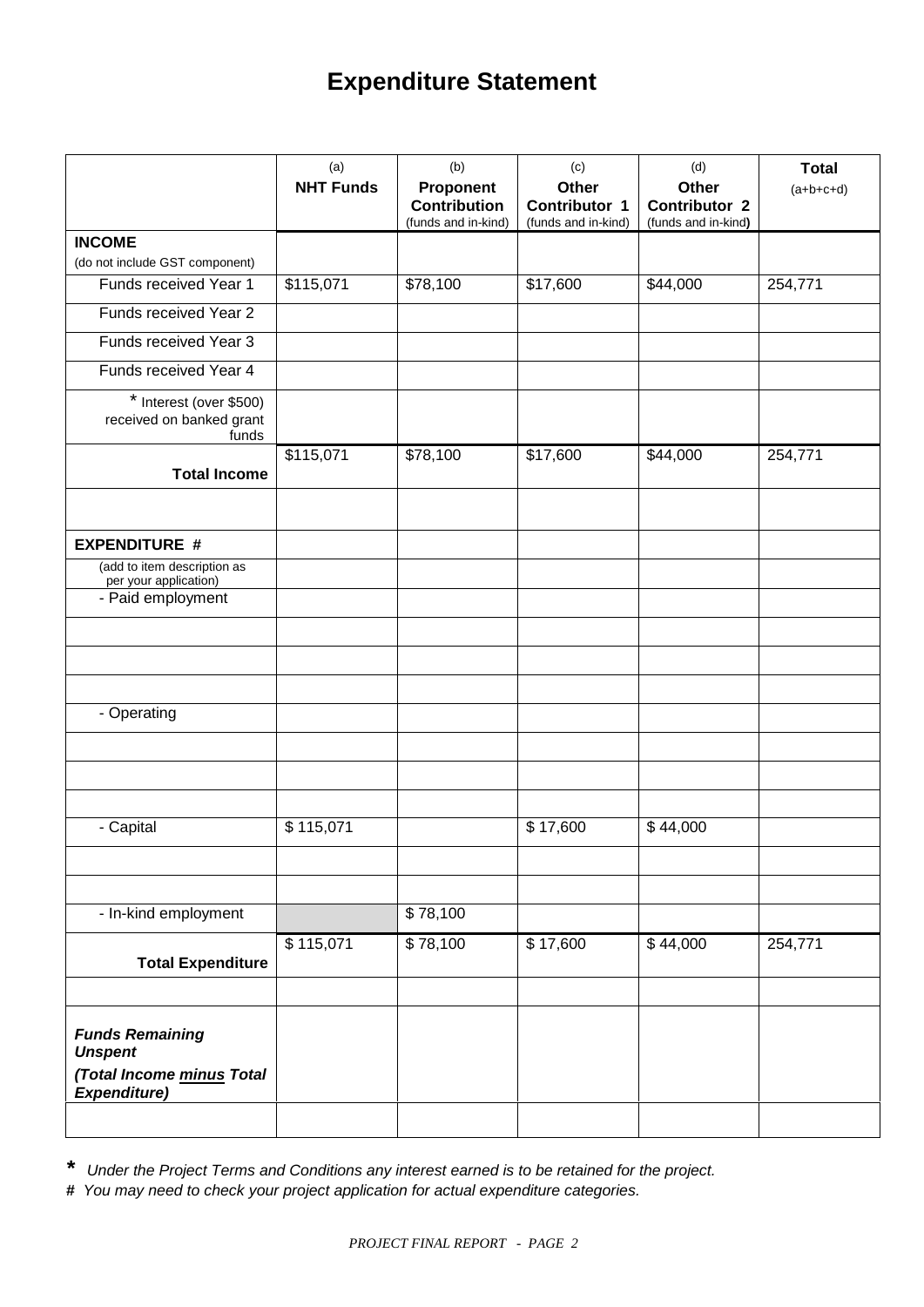# Expenditure Statement

| | (a)<br>**NHT Funds** | (b)<br>**Proponent Contribution**<br>(funds and in-kind) | (c)<br>**Other Contributor 1**<br>(funds and in-kind) | (d)<br>**Other Contributor 2**<br>(funds and in-kind) | **Total**<br>(a+b+c+d) |
|---|---|---|---|---|---|
| **INCOME**<br>(do not include GST component) | | | | | |
| Funds received Year 1 | $115,071 | $78,100 | $17,600 | $44,000 | 254,771 |
| Funds received Year 2 | | | | | |
| Funds received Year 3 | | | | | |
| Funds received Year 4 | | | | | |
| * Interest (over $500) received on banked grant funds | | | | | |
| **Total Income** | $115,071 | $78,100 | $17,600 | $44,000 | 254,771 |
| | | | | | |
| **EXPENDITURE #** | | | | | |
| (add to item description as per your application) | | | | | |
| - Paid employment | | | | | |
| | | | | | |
| | | | | | |
| | | | | | |
| - Operating | | | | | |
| | | | | | |
| | | | | | |
| | | | | | |
| - Capital | $ 115,071 | | $ 17,600 | $ 44,000 | |
| | | | | | |
| | | | | | |
| - In-kind employment | | $ 78,100 | | | |
| **Total Expenditure** | $ 115,071 | $ 78,100 | $ 17,600 | $ 44,000 | 254,771 |
| | | | | | |
| ***Funds Remaining Unspent***<br>***(Total Income minus Total Expenditure)*** | | | | | |
| | | | | | |

*\* Under the Project Terms and Conditions any interest earned is to be retained for the project.*

*# You may need to check your project application for actual expenditure categories.*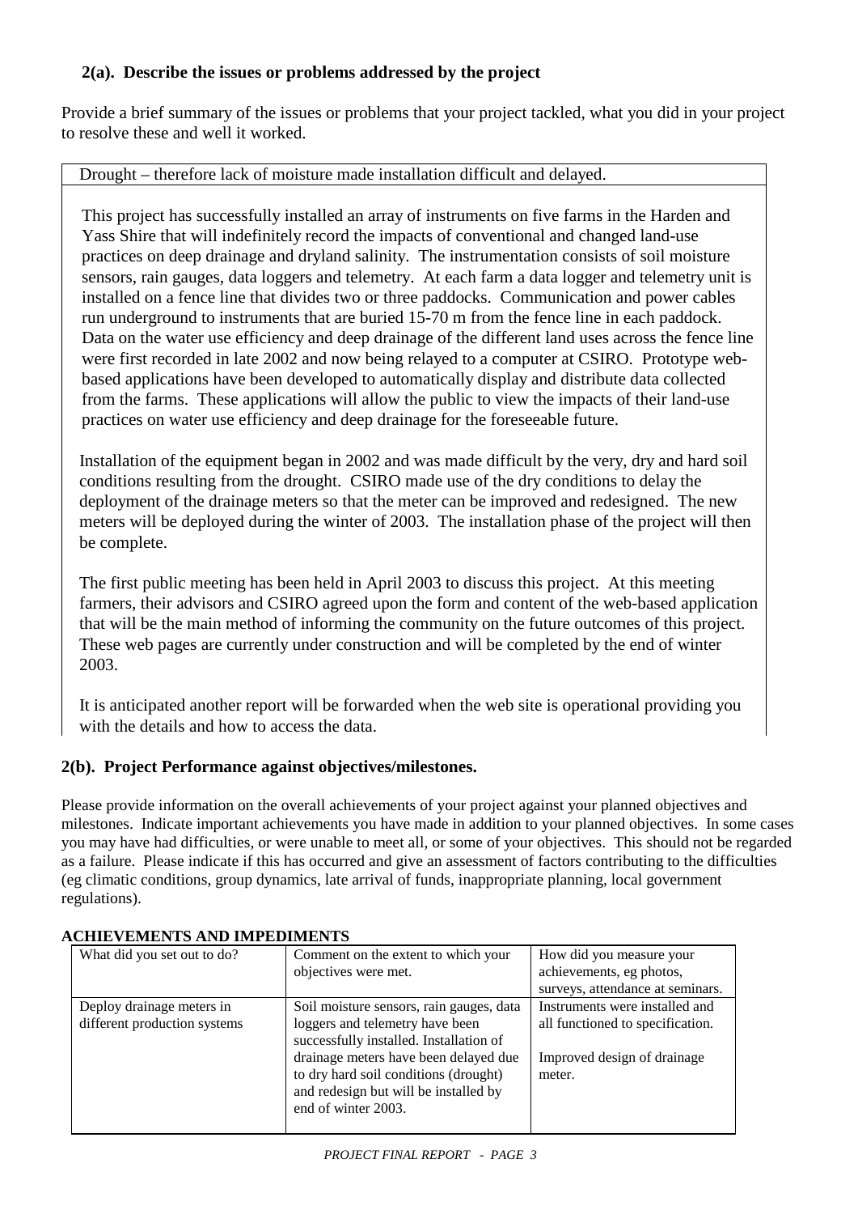**2(a). Describe the issues or problems addressed by the project**

Provide a brief summary of the issues or problems that your project tackled, what you did in your project to resolve these and well it worked.

Drought – therefore lack of moisture made installation difficult and delayed.

This project has successfully installed an array of instruments on five farms in the Harden and Yass Shire that will indefinitely record the impacts of conventional and changed land-use practices on deep drainage and dryland salinity. The instrumentation consists of soil moisture sensors, rain gauges, data loggers and telemetry. At each farm a data logger and telemetry unit is installed on a fence line that divides two or three paddocks. Communication and power cables run underground to instruments that are buried 15-70 m from the fence line in each paddock. Data on the water use efficiency and deep drainage of the different land uses across the fence line were first recorded in late 2002 and now being relayed to a computer at CSIRO. Prototype web-based applications have been developed to automatically display and distribute data collected from the farms. These applications will allow the public to view the impacts of their land-use practices on water use efficiency and deep drainage for the foreseeable future.

Installation of the equipment began in 2002 and was made difficult by the very, dry and hard soil conditions resulting from the drought. CSIRO made use of the dry conditions to delay the deployment of the drainage meters so that the meter can be improved and redesigned. The new meters will be deployed during the winter of 2003. The installation phase of the project will then be complete.

The first public meeting has been held in April 2003 to discuss this project. At this meeting farmers, their advisors and CSIRO agreed upon the form and content of the web-based application that will be the main method of informing the community on the future outcomes of this project. These web pages are currently under construction and will be completed by the end of winter 2003.

It is anticipated another report will be forwarded when the web site is operational providing you with the details and how to access the data.

**2(b). Project Performance against objectives/milestones.**

Please provide information on the overall achievements of your project against your planned objectives and milestones. Indicate important achievements you have made in addition to your planned objectives. In some cases you may have had difficulties, or were unable to meet all, or some of your objectives. This should not be regarded as a failure. Please indicate if this has occurred and give an assessment of factors contributing to the difficulties (eg climatic conditions, group dynamics, late arrival of funds, inappropriate planning, local government regulations).

**ACHIEVEMENTS AND IMPEDIMENTS**

| What did you set out to do? | Comment on the extent to which your objectives were met. | How did you measure your achievements, eg photos, surveys, attendance at seminars. |
|---|---|---|
| Deploy drainage meters in different production systems | Soil moisture sensors, rain gauges, data loggers and telemetry have been successfully installed. Installation of drainage meters have been delayed due to dry hard soil conditions (drought) and redesign but will be installed by end of winter 2003. | Instruments were installed and all functioned to specification.<br><br>Improved design of drainage meter. |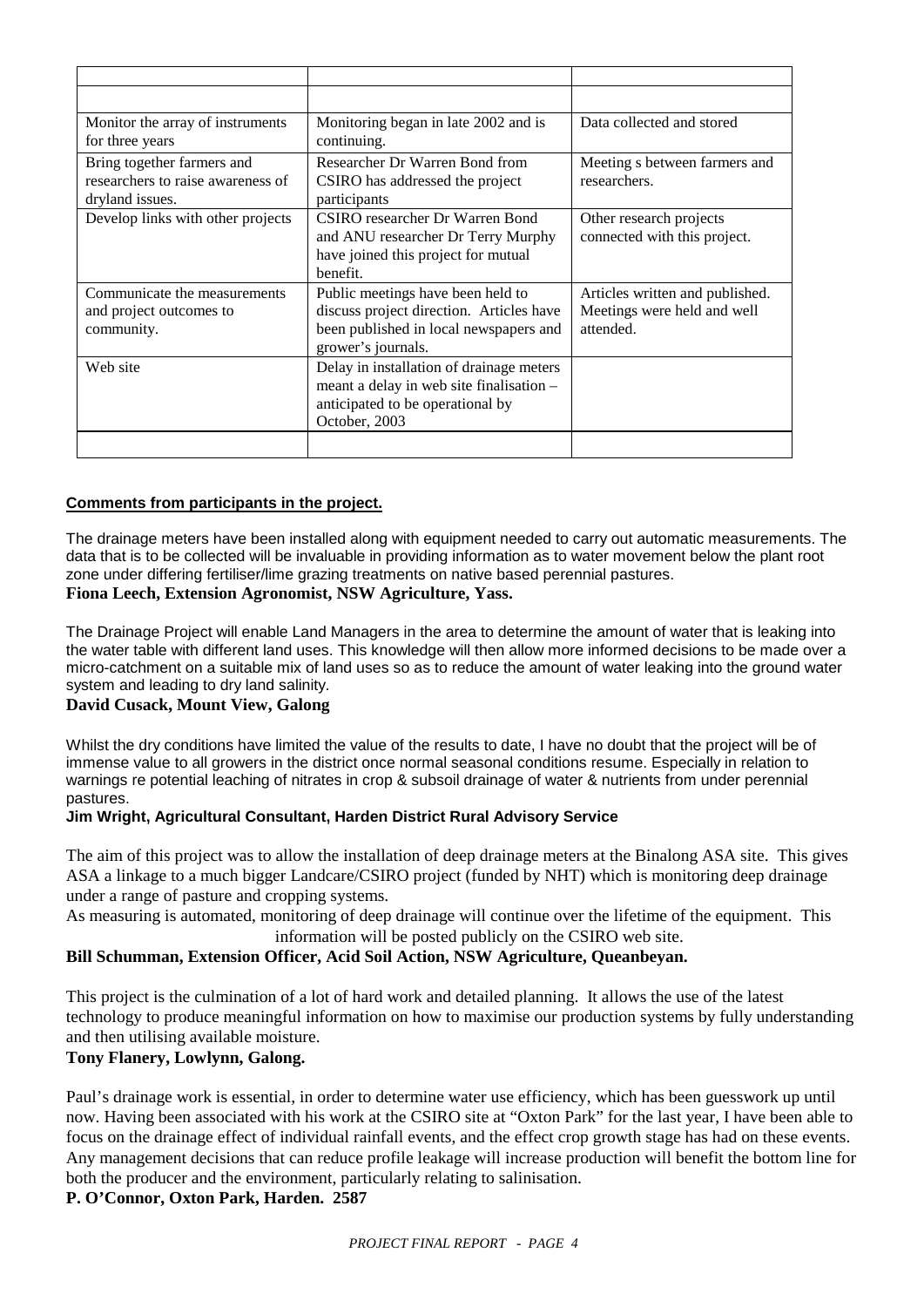| | | |
|---|---|---|
| | | |
| Monitor the array of instruments for three years | Monitoring began in late 2002 and is continuing. | Data collected and stored |
| Bring together farmers and researchers to raise awareness of dryland issues. | Researcher Dr Warren Bond from CSIRO has addressed the project participants | Meeting s between farmers and researchers. |
| Develop links with other projects | CSIRO researcher Dr Warren Bond and ANU researcher Dr Terry Murphy have joined this project for mutual benefit. | Other research projects connected with this project. |
| Communicate the measurements and project outcomes to community. | Public meetings have been held to discuss project direction. Articles have been published in local newspapers and grower's journals. | Articles written and published. Meetings were held and well attended. |
| Web site | Delay in installation of drainage meters meant a delay in web site finalisation – anticipated to be operational by October, 2003 | |
| | | |

**Comments from participants in the project.**

The drainage meters have been installed along with equipment needed to carry out automatic measurements. The data that is to be collected will be invaluable in providing information as to water movement below the plant root zone under differing fertiliser/lime grazing treatments on native based perennial pastures.
**Fiona Leech, Extension Agronomist, NSW Agriculture, Yass.**

The Drainage Project will enable Land Managers in the area to determine the amount of water that is leaking into the water table with different land uses. This knowledge will then allow more informed decisions to be made over a micro-catchment on a suitable mix of land uses so as to reduce the amount of water leaking into the ground water system and leading to dry land salinity.
**David Cusack, Mount View, Galong**

Whilst the dry conditions have limited the value of the results to date, I have no doubt that the project will be of immense value to all growers in the district once normal seasonal conditions resume. Especially in relation to warnings re potential leaching of nitrates in crop & subsoil drainage of water & nutrients from under perennial pastures.
**Jim Wright, Agricultural Consultant, Harden District Rural Advisory Service**

The aim of this project was to allow the installation of deep drainage meters at the Binalong ASA site. This gives ASA a linkage to a much bigger Landcare/CSIRO project (funded by NHT) which is monitoring deep drainage under a range of pasture and cropping systems.
As measuring is automated, monitoring of deep drainage will continue over the lifetime of the equipment. This information will be posted publicly on the CSIRO web site.
**Bill Schumman, Extension Officer, Acid Soil Action, NSW Agriculture, Queanbeyan.**

This project is the culmination of a lot of hard work and detailed planning. It allows the use of the latest technology to produce meaningful information on how to maximise our production systems by fully understanding and then utilising available moisture.
**Tony Flanery, Lowlynn, Galong.**

Paul's drainage work is essential, in order to determine water use efficiency, which has been guesswork up until now. Having been associated with his work at the CSIRO site at "Oxton Park" for the last year, I have been able to focus on the drainage effect of individual rainfall events, and the effect crop growth stage has had on these events. Any management decisions that can reduce profile leakage will increase production will benefit the bottom line for both the producer and the environment, particularly relating to salinisation.
**P. O'Connor, Oxton Park, Harden. 2587**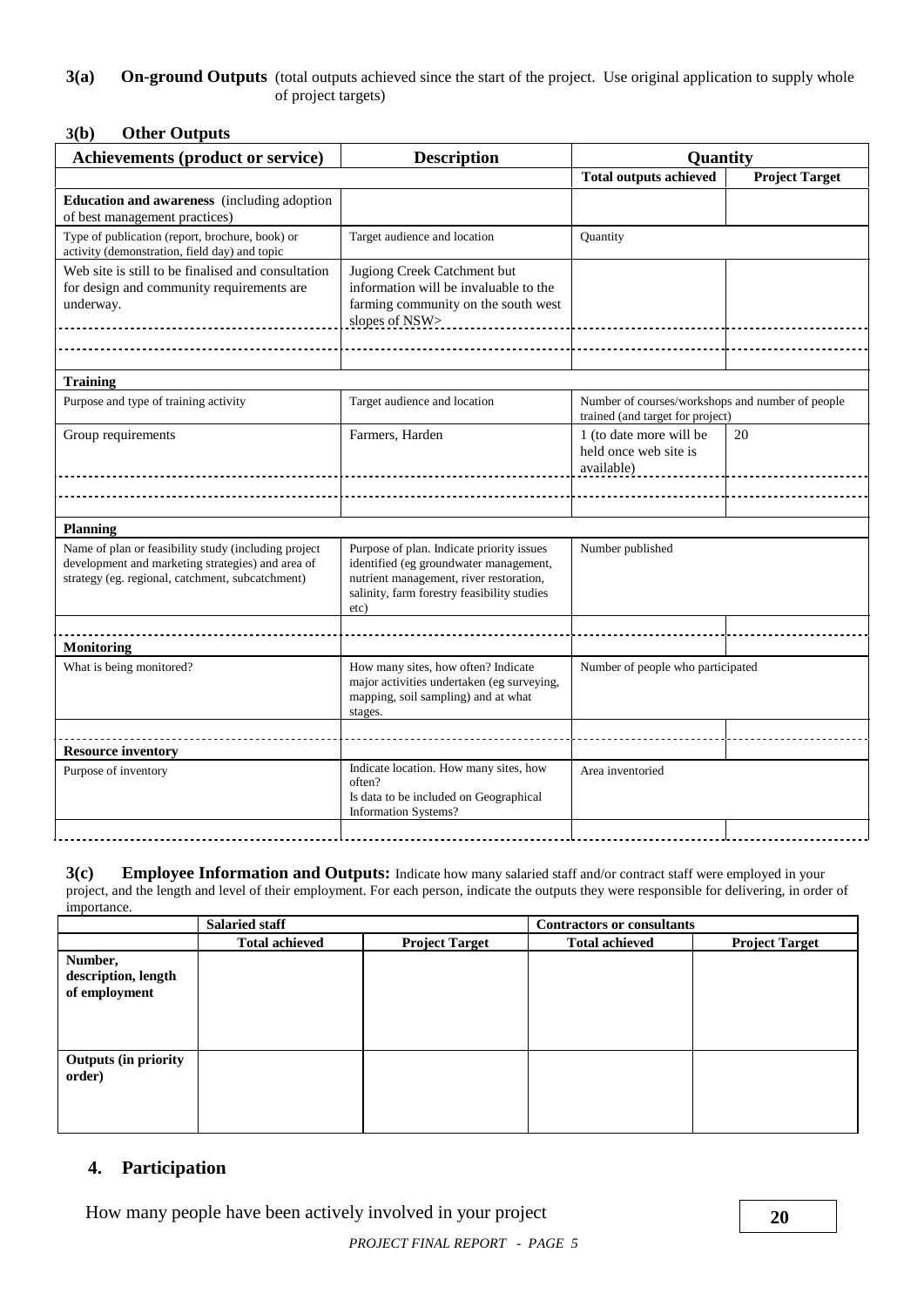**3(a) On-ground Outputs** (total outputs achieved since the start of the project. Use original application to supply whole of project targets)

**3(b) Other Outputs**

| Achievements (product or service) | Description | Quantity | |
|---|---|---|---|
| | | **Total outputs achieved** | **Project Target** |
| **Education and awareness** (including adoption of best management practices) | | | |
| Type of publication (report, brochure, book) or activity (demonstration, field day) and topic | Target audience and location | Quantity | |
| Web site is still to be finalised and consultation for design and community requirements are underway. | Jugiong Creek Catchment but information will be invaluable to the farming community on the south west slopes of NSW> | | |
| | | | |
| | | | |
| **Training** | | | |
| Purpose and type of training activity | Target audience and location | Number of courses/workshops and number of people trained (and target for project) | |
| Group requirements | Farmers, Harden | 1 (to date more will be held once web site is available) | 20 |
| | | | |
| | | | |
| **Planning** | | | |
| Name of plan or feasibility study (including project development and marketing strategies) and area of strategy (eg. regional, catchment, subcatchment) | Purpose of plan. Indicate priority issues identified (eg groundwater management, nutrient management, river restoration, salinity, farm forestry feasibility studies etc) | Number published | |
| | | | |
| **Monitoring** | | | |
| What is being monitored? | How many sites, how often? Indicate major activities undertaken (eg surveying, mapping, soil sampling) and at what stages. | Number of people who participated | |
| | | | |
| **Resource inventory** | | | |
| Purpose of inventory | Indicate location. How many sites, how often? Is data to be included on Geographical Information Systems? | Area inventoried | |
| | | | |

**3(c) Employee Information and Outputs:** Indicate how many salaried staff and/or contract staff were employed in your project, and the length and level of their employment. For each person, indicate the outputs they were responsible for delivering, in order of importance.

| | Salaried staff | | Contractors or consultants | |
|---|---|---|---|---|
| | **Total achieved** | **Project Target** | **Total achieved** | **Project Target** |
| **Number, description, length of employment** | | | | |
| **Outputs (in priority order)** | | | | |

## 4. Participation

How many people have been actively involved in your project **20**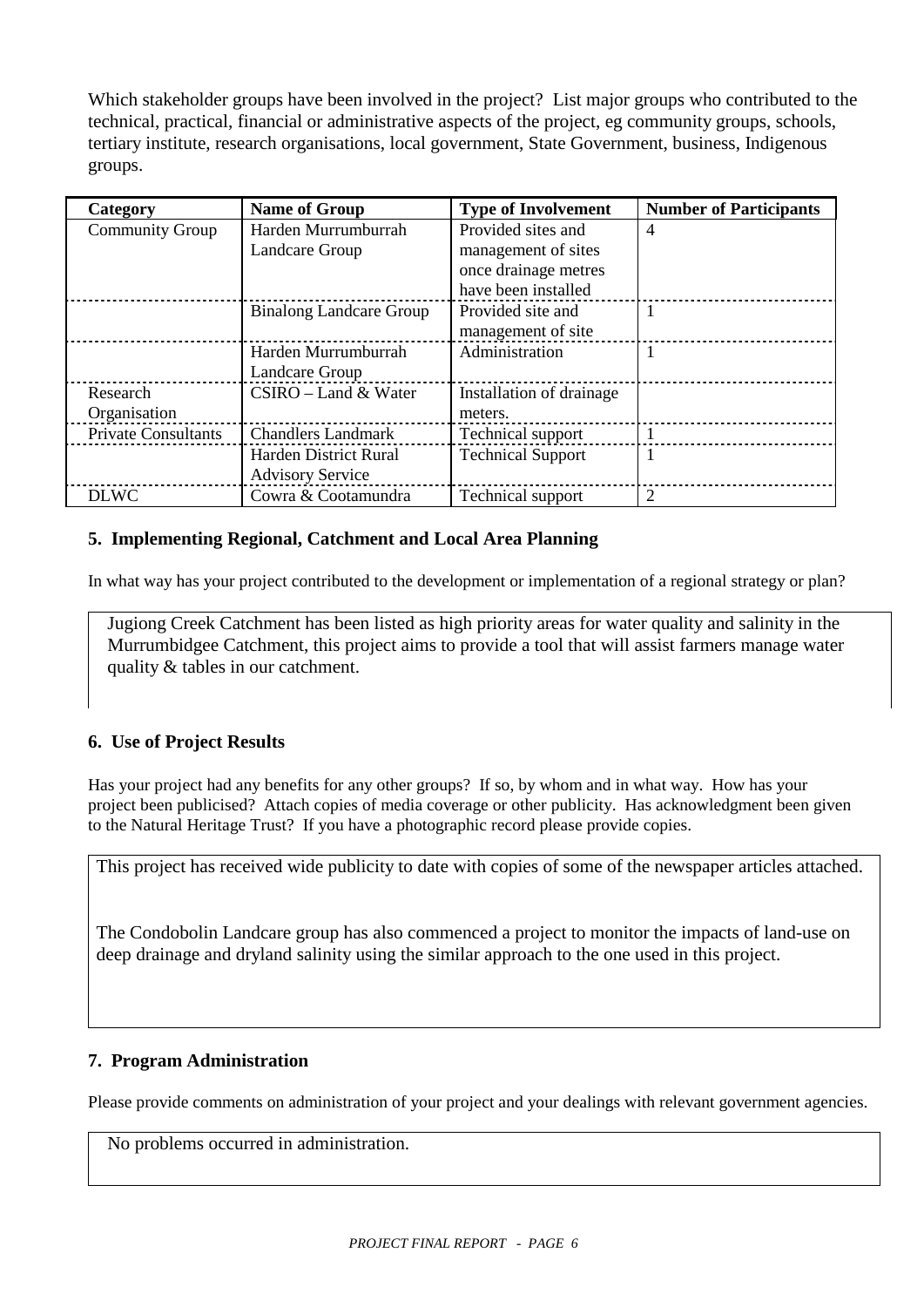Which stakeholder groups have been involved in the project? List major groups who contributed to the technical, practical, financial or administrative aspects of the project, eg community groups, schools, tertiary institute, research organisations, local government, State Government, business, Indigenous groups.

| Category | Name of Group | Type of Involvement | Number of Participants |
|---|---|---|---|
| Community Group | Harden Murrumburrah Landcare Group | Provided sites and management of sites once drainage metres have been installed | 4 |
| | Binalong Landcare Group | Provided site and management of site | 1 |
| | Harden Murrumburrah Landcare Group | Administration | 1 |
| Research Organisation | CSIRO – Land & Water | Installation of drainage meters. | |
| Private Consultants | Chandlers Landmark | Technical support | 1 |
| | Harden District Rural Advisory Service | Technical Support | 1 |
| DLWC | Cowra & Cootamundra | Technical support | 2 |

### 5. Implementing Regional, Catchment and Local Area Planning

In what way has your project contributed to the development or implementation of a regional strategy or plan?

Jugiong Creek Catchment has been listed as high priority areas for water quality and salinity in the Murrumbidgee Catchment, this project aims to provide a tool that will assist farmers manage water quality & tables in our catchment.

### 6. Use of Project Results

Has your project had any benefits for any other groups? If so, by whom and in what way. How has your project been publicised? Attach copies of media coverage or other publicity. Has acknowledgment been given to the Natural Heritage Trust? If you have a photographic record please provide copies.

This project has received wide publicity to date with copies of some of the newspaper articles attached.

The Condobolin Landcare group has also commenced a project to monitor the impacts of land-use on deep drainage and dryland salinity using the similar approach to the one used in this project.

### 7. Program Administration

Please provide comments on administration of your project and your dealings with relevant government agencies.

No problems occurred in administration.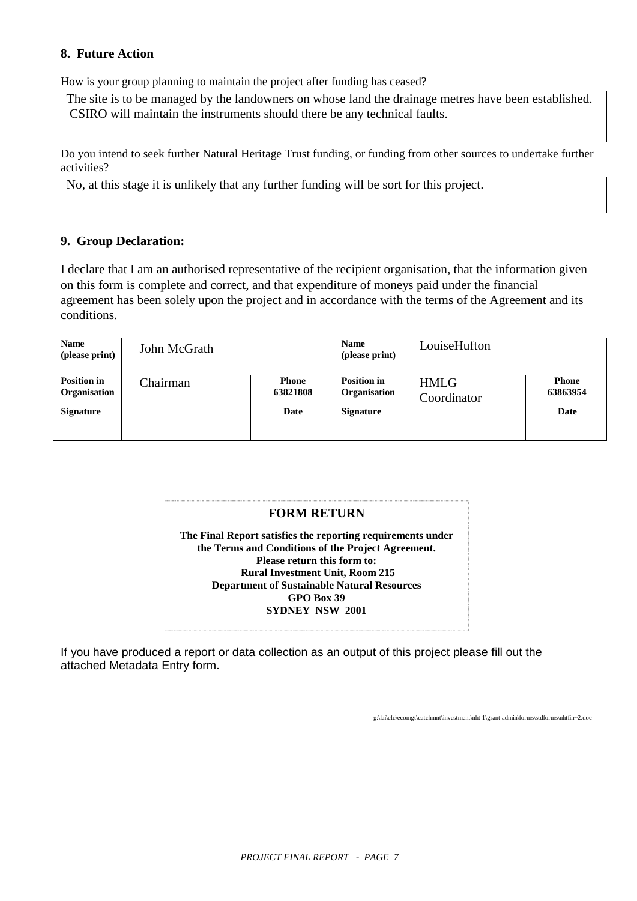## 8. Future Action

How is your group planning to maintain the project after funding has ceased?

The site is to be managed by the landowners on whose land the drainage metres have been established. CSIRO will maintain the instruments should there be any technical faults.

Do you intend to seek further Natural Heritage Trust funding, or funding from other sources to undertake further activities?

No, at this stage it is unlikely that any further funding will be sort for this project.

## 9. Group Declaration:

I declare that I am an authorised representative of the recipient organisation, that the information given on this form is complete and correct, and that expenditure of moneys paid under the financial agreement has been solely upon the project and in accordance with the terms of the Agreement and its conditions.

| **Name (please print)** | John McGrath | | **Name (please print)** | LouiseHufton | |
|---|---|---|---|---|---|
| **Position in Organisation** | Chairman | **Phone 63821808** | **Position in Organisation** | HMLG Coordinator | **Phone 63863954** |
| **Signature** | | **Date** | **Signature** | | **Date** |

**FORM RETURN**

**The Final Report satisfies the reporting requirements under the Terms and Conditions of the Project Agreement.**
**Please return this form to:**
**Rural Investment Unit, Room 215**
**Department of Sustainable Natural Resources**
**GPO Box 39**
**SYDNEY NSW 2001**

If you have produced a report or data collection as an output of this project please fill out the attached Metadata Entry form.

g:\lai\cfc\ecomgt\catchmnt\investment\nht 1\grant admin\forms\stdforms\nhtfin~2.doc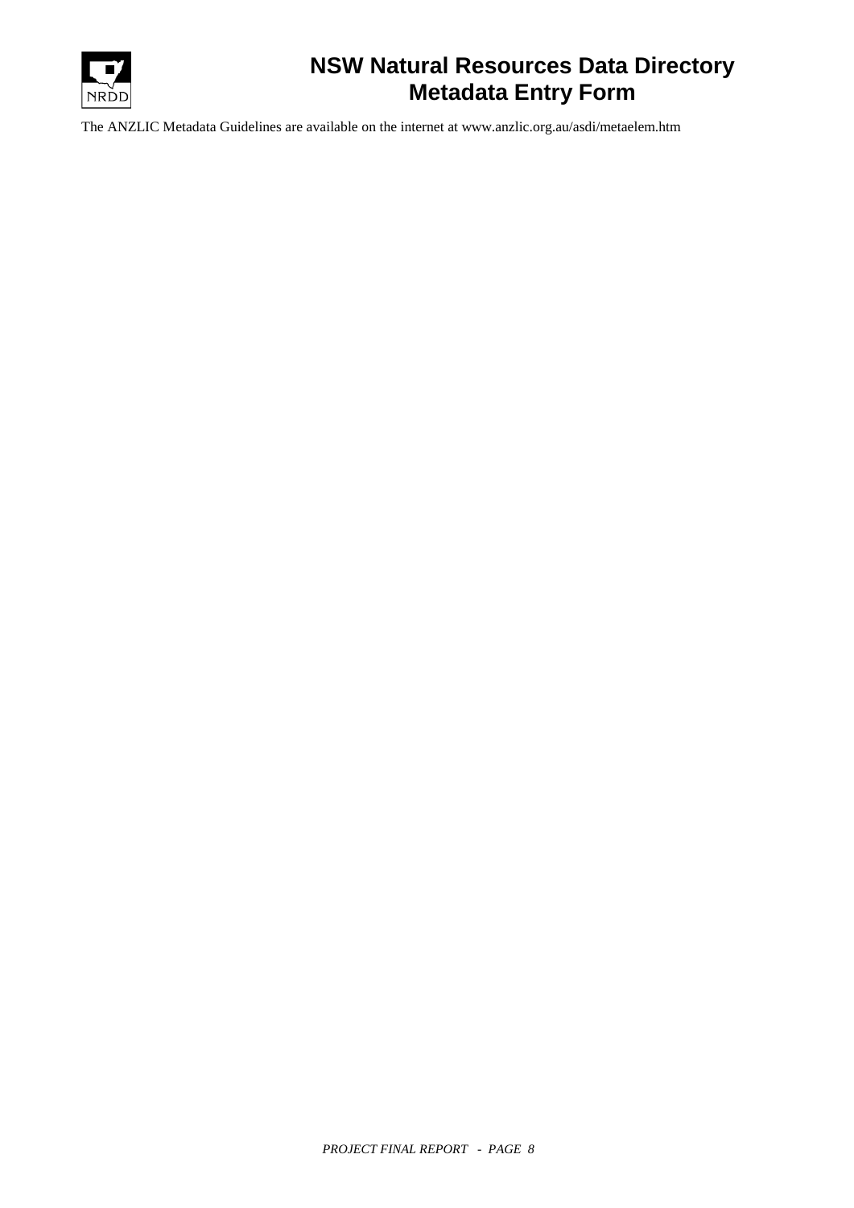# NSW Natural Resources Data Directory
# Metadata Entry Form

The ANZLIC Metadata Guidelines are available on the internet at www.anzlic.org.au/asdi/metaelem.htm